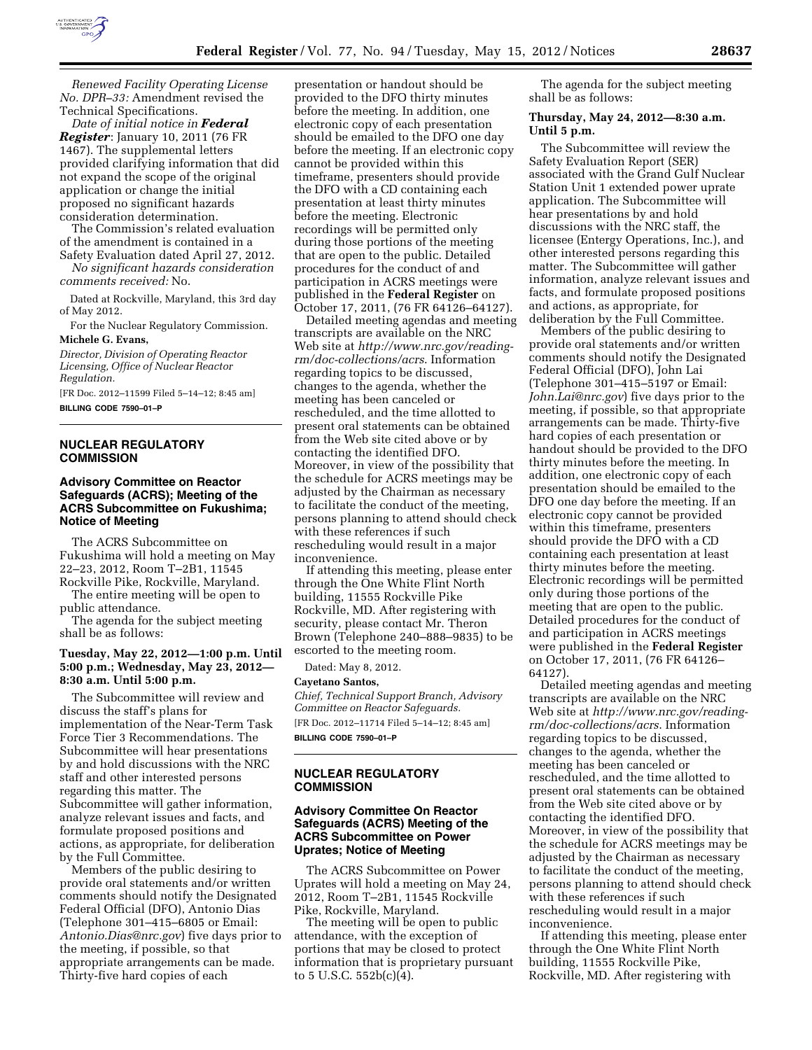*Renewed Facility Operating License No. DPR–33:* Amendment revised the Technical Specifications.

*Date of initial notice in **Federal Register***: January 10, 2011 (76 FR 1467). The supplemental letters provided clarifying information that did not expand the scope of the original application or change the initial proposed no significant hazards consideration determination.

The Commission's related evaluation of the amendment is contained in a Safety Evaluation dated April 27, 2012.

*No significant hazards consideration comments received:* No.

Dated at Rockville, Maryland, this 3rd day of May 2012.

For the Nuclear Regulatory Commission.

**Michele G. Evans,**

*Director, Division of Operating Reactor Licensing, Office of Nuclear Reactor Regulation.*

[FR Doc. 2012–11599 Filed 5–14–12; 8:45 am]

**BILLING CODE 7590–01–P**

## NUCLEAR REGULATORY COMMISSION

### Advisory Committee on Reactor Safeguards (ACRS); Meeting of the ACRS Subcommittee on Fukushima; Notice of Meeting

The ACRS Subcommittee on Fukushima will hold a meeting on May 22–23, 2012, Room T–2B1, 11545 Rockville Pike, Rockville, Maryland.

The entire meeting will be open to public attendance.

The agenda for the subject meeting shall be as follows:

**Tuesday, May 22, 2012—1:00 p.m. Until 5:00 p.m.; Wednesday, May 23, 2012—8:30 a.m. Until 5:00 p.m.**

The Subcommittee will review and discuss the staff's plans for implementation of the Near-Term Task Force Tier 3 Recommendations. The Subcommittee will hear presentations by and hold discussions with the NRC staff and other interested persons regarding this matter. The Subcommittee will gather information, analyze relevant issues and facts, and formulate proposed positions and actions, as appropriate, for deliberation by the Full Committee.

Members of the public desiring to provide oral statements and/or written comments should notify the Designated Federal Official (DFO), Antonio Dias (Telephone 301–415–6805 or Email: *Antonio.Dias@nrc.gov*) five days prior to the meeting, if possible, so that appropriate arrangements can be made. Thirty-five hard copies of each presentation or handout should be provided to the DFO thirty minutes before the meeting. In addition, one electronic copy of each presentation should be emailed to the DFO one day before the meeting. If an electronic copy cannot be provided within this timeframe, presenters should provide the DFO with a CD containing each presentation at least thirty minutes before the meeting. Electronic recordings will be permitted only during those portions of the meeting that are open to the public. Detailed procedures for the conduct of and participation in ACRS meetings were published in the **Federal Register** on October 17, 2011, (76 FR 64126–64127).

Detailed meeting agendas and meeting transcripts are available on the NRC Web site at *http://www.nrc.gov/reading-rm/doc-collections/acrs*. Information regarding topics to be discussed, changes to the agenda, whether the meeting has been canceled or rescheduled, and the time allotted to present oral statements can be obtained from the Web site cited above or by contacting the identified DFO. Moreover, in view of the possibility that the schedule for ACRS meetings may be adjusted by the Chairman as necessary to facilitate the conduct of the meeting, persons planning to attend should check with these references if such rescheduling would result in a major inconvenience.

If attending this meeting, please enter through the One White Flint North building, 11555 Rockville Pike Rockville, MD. After registering with security, please contact Mr. Theron Brown (Telephone 240–888–9835) to be escorted to the meeting room.

Dated: May 8, 2012.

**Cayetano Santos,**

*Chief, Technical Support Branch, Advisory Committee on Reactor Safeguards.*

[FR Doc. 2012–11714 Filed 5–14–12; 8:45 am]

**BILLING CODE 7590–01–P**

## NUCLEAR REGULATORY COMMISSION

### Advisory Committee On Reactor Safeguards (ACRS) Meeting of the ACRS Subcommittee on Power Uprates; Notice of Meeting

The ACRS Subcommittee on Power Uprates will hold a meeting on May 24, 2012, Room T–2B1, 11545 Rockville Pike, Rockville, Maryland.

The meeting will be open to public attendance, with the exception of portions that may be closed to protect information that is proprietary pursuant to 5 U.S.C. 552b(c)(4).

The agenda for the subject meeting shall be as follows:

**Thursday, May 24, 2012—8:30 a.m. Until 5 p.m.**

The Subcommittee will review the Safety Evaluation Report (SER) associated with the Grand Gulf Nuclear Station Unit 1 extended power uprate application. The Subcommittee will hear presentations by and hold discussions with the NRC staff, the licensee (Entergy Operations, Inc.), and other interested persons regarding this matter. The Subcommittee will gather information, analyze relevant issues and facts, and formulate proposed positions and actions, as appropriate, for deliberation by the Full Committee.

Members of the public desiring to provide oral statements and/or written comments should notify the Designated Federal Official (DFO), John Lai (Telephone 301–415–5197 or Email: *John.Lai@nrc.gov*) five days prior to the meeting, if possible, so that appropriate arrangements can be made. Thirty-five hard copies of each presentation or handout should be provided to the DFO thirty minutes before the meeting. In addition, one electronic copy of each presentation should be emailed to the DFO one day before the meeting. If an electronic copy cannot be provided within this timeframe, presenters should provide the DFO with a CD containing each presentation at least thirty minutes before the meeting. Electronic recordings will be permitted only during those portions of the meeting that are open to the public. Detailed procedures for the conduct of and participation in ACRS meetings were published in the **Federal Register** on October 17, 2011, (76 FR 64126–64127).

Detailed meeting agendas and meeting transcripts are available on the NRC Web site at *http://www.nrc.gov/reading-rm/doc-collections/acrs*. Information regarding topics to be discussed, changes to the agenda, whether the meeting has been canceled or rescheduled, and the time allotted to present oral statements can be obtained from the Web site cited above or by contacting the identified DFO. Moreover, in view of the possibility that the schedule for ACRS meetings may be adjusted by the Chairman as necessary to facilitate the conduct of the meeting, persons planning to attend should check with these references if such rescheduling would result in a major inconvenience.

If attending this meeting, please enter through the One White Flint North building, 11555 Rockville Pike, Rockville, MD. After registering with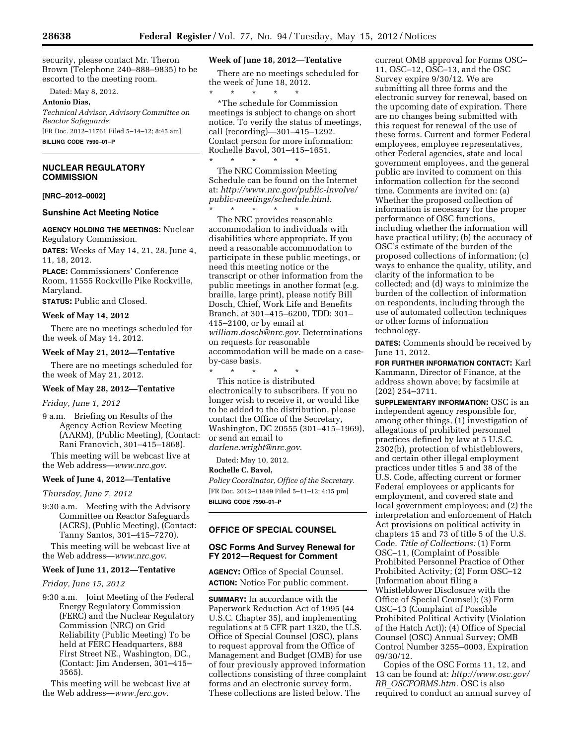security, please contact Mr. Theron Brown (Telephone 240–888–9835) to be escorted to the meeting room.

Dated: May 8, 2012.

**Antonio Dias,**

*Technical Advisor, Advisory Committee on Reactor Safeguards.*

[FR Doc. 2012–11761 Filed 5–14–12; 8:45 am]

**BILLING CODE 7590–01–P**

## NUCLEAR REGULATORY COMMISSION

**[NRC–2012–0002]**

### Sunshine Act Meeting Notice

**AGENCY HOLDING THE MEETINGS:** Nuclear Regulatory Commission.

**DATES:** Weeks of May 14, 21, 28, June 4, 11, 18, 2012.

**PLACE:** Commissioners' Conference Room, 11555 Rockville Pike Rockville, Maryland.

**STATUS:** Public and Closed.

**Week of May 14, 2012**

There are no meetings scheduled for the week of May 14, 2012.

**Week of May 21, 2012—Tentative**

There are no meetings scheduled for the week of May 21, 2012.

**Week of May 28, 2012—Tentative**

*Friday, June 1, 2012*

9 a.m. Briefing on Results of the Agency Action Review Meeting (AARM), (Public Meeting), (Contact: Rani Franovich, 301–415–1868).

This meeting will be webcast live at the Web address—*www.nrc.gov*.

**Week of June 4, 2012—Tentative**

*Thursday, June 7, 2012*

9:30 a.m. Meeting with the Advisory Committee on Reactor Safeguards (ACRS), (Public Meeting), (Contact: Tanny Santos, 301–415–7270).

This meeting will be webcast live at the Web address—*www.nrc.gov*.

**Week of June 11, 2012—Tentative**

*Friday, June 15, 2012*

9:30 a.m. Joint Meeting of the Federal Energy Regulatory Commission (FERC) and the Nuclear Regulatory Commission (NRC) on Grid Reliability (Public Meeting) To be held at FERC Headquarters, 888 First Street NE., Washington, DC., (Contact: Jim Andersen, 301–415–3565).

This meeting will be webcast live at the Web address—*www.ferc.gov*.

**Week of June 18, 2012—Tentative**

There are no meetings scheduled for the week of June 18, 2012.

\* \* \* \* \*

\*The schedule for Commission meetings is subject to change on short notice. To verify the status of meetings, call (recording)—301–415–1292. Contact person for more information: Rochelle Bavol, 301–415–1651.

\* \* \* \* \*

The NRC Commission Meeting Schedule can be found on the Internet at: *http://www.nrc.gov/public-involve/public-meetings/schedule.html*.

\* \* \* \* \*

The NRC provides reasonable accommodation to individuals with disabilities where appropriate. If you need a reasonable accommodation to participate in these public meetings, or need this meeting notice or the transcript or other information from the public meetings in another format (e.g. braille, large print), please notify Bill Dosch, Chief, Work Life and Benefits Branch, at 301–415–6200, TDD: 301–415–2100, or by email at *william.dosch@nrc.gov*. Determinations on requests for reasonable accommodation will be made on a case-by-case basis.

\* \* \* \* \*

This notice is distributed electronically to subscribers. If you no longer wish to receive it, or would like to be added to the distribution, please contact the Office of the Secretary, Washington, DC 20555 (301–415–1969), or send an email to *darlene.wright@nrc.gov*.

Dated: May 10, 2012.

**Rochelle C. Bavol,**

*Policy Coordinator, Office of the Secretary.*

[FR Doc. 2012–11849 Filed 5–11–12; 4:15 pm]

**BILLING CODE 7590–01–P**

## OFFICE OF SPECIAL COUNSEL

### OSC Forms And Survey Renewal for FY 2012—Request for Comment

**AGENCY:** Office of Special Counsel.

**ACTION:** Notice For public comment.

**SUMMARY:** In accordance with the Paperwork Reduction Act of 1995 (44 U.S.C. Chapter 35), and implementing regulations at 5 CFR part 1320, the U.S. Office of Special Counsel (OSC), plans to request approval from the Office of Management and Budget (OMB) for use of four previously approved information collections consisting of three complaint forms and an electronic survey form. These collections are listed below. The current OMB approval for Forms OSC–11, OSC–12, OSC–13, and the OSC Survey expire 9/30/12. We are submitting all three forms and the electronic survey for renewal, based on the upcoming date of expiration. There are no changes being submitted with this request for renewal of the use of these forms. Current and former Federal employees, employee representatives, other Federal agencies, state and local government employees, and the general public are invited to comment on this information collection for the second time. Comments are invited on: (a) Whether the proposed collection of information is necessary for the proper performance of OSC functions, including whether the information will have practical utility; (b) the accuracy of OSC's estimate of the burden of the proposed collections of information; (c) ways to enhance the quality, utility, and clarity of the information to be collected; and (d) ways to minimize the burden of the collection of information on respondents, including through the use of automated collection techniques or other forms of information technology.

**DATES:** Comments should be received by June 11, 2012.

**FOR FURTHER INFORMATION CONTACT:** Karl Kammann, Director of Finance, at the address shown above; by facsimile at (202) 254–3711.

**SUPPLEMENTARY INFORMATION:** OSC is an independent agency responsible for, among other things, (1) investigation of allegations of prohibited personnel practices defined by law at 5 U.S.C. 2302(b), protection of whistleblowers, and certain other illegal employment practices under titles 5 and 38 of the U.S. Code, affecting current or former Federal employees or applicants for employment, and covered state and local government employees; and (2) the interpretation and enforcement of Hatch Act provisions on political activity in chapters 15 and 73 of title 5 of the U.S. Code. *Title of Collections:* (1) Form OSC–11, (Complaint of Possible Prohibited Personnel Practice of Other Prohibited Activity; (2) Form OSC–12 (Information about filing a Whistleblower Disclosure with the Office of Special Counsel); (3) Form OSC–13 (Complaint of Possible Prohibited Political Activity (Violation of the Hatch Act)); (4) Office of Special Counsel (OSC) Annual Survey; OMB Control Number 3255–0003, Expiration 09/30/12.

Copies of the OSC Forms 11, 12, and 13 can be found at: *http://www.osc.gov/RR_OSCFORMS.htm*. OSC is also required to conduct an annual survey of